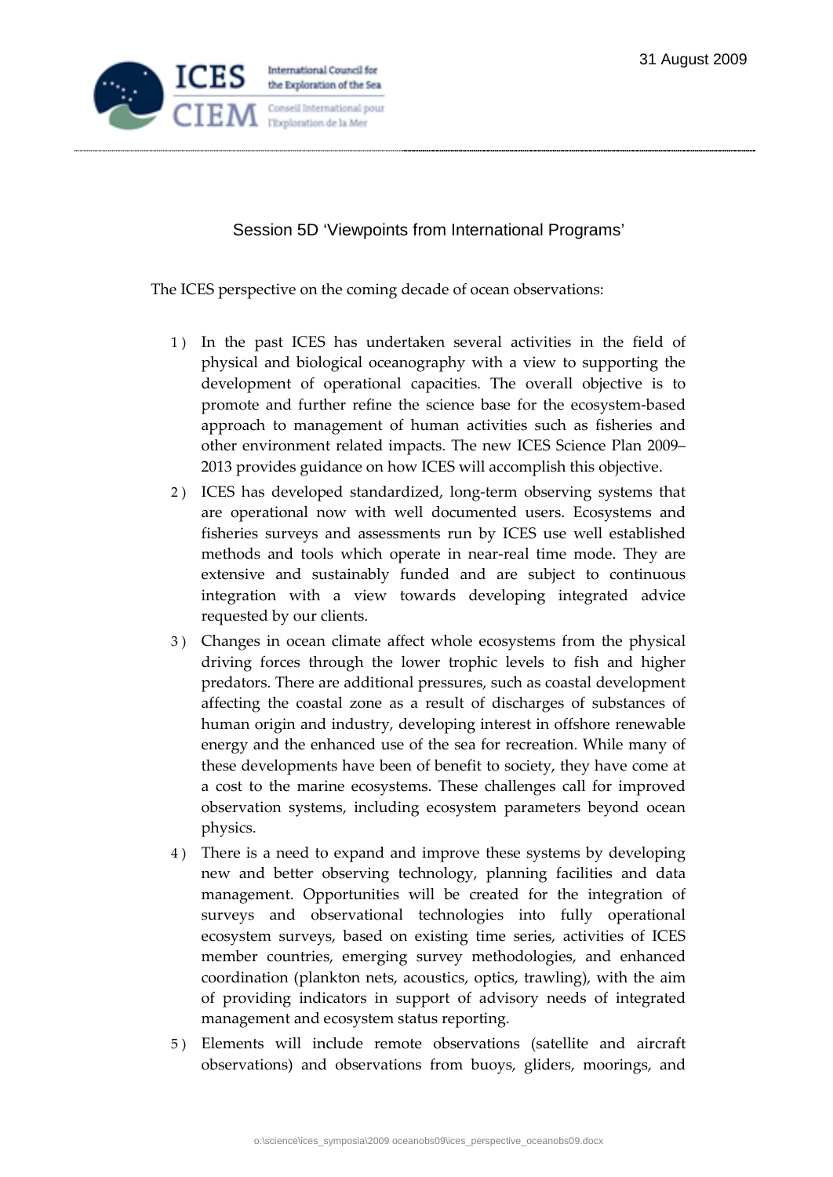31 August 2009

## Session 5D 'Viewpoints from International Programs'

The ICES perspective on the coming decade of ocean observations:

1) In the past ICES has undertaken several activities in the field of physical and biological oceanography with a view to supporting the development of operational capacities. The overall objective is to promote and further refine the science base for the ecosystem-based approach to management of human activities such as fisheries and other environment related impacts. The new ICES Science Plan 2009–2013 provides guidance on how ICES will accomplish this objective.
2) ICES has developed standardized, long-term observing systems that are operational now with well documented users. Ecosystems and fisheries surveys and assessments run by ICES use well established methods and tools which operate in near-real time mode. They are extensive and sustainably funded and are subject to continuous integration with a view towards developing integrated advice requested by our clients.
3) Changes in ocean climate affect whole ecosystems from the physical driving forces through the lower trophic levels to fish and higher predators. There are additional pressures, such as coastal development affecting the coastal zone as a result of discharges of substances of human origin and industry, developing interest in offshore renewable energy and the enhanced use of the sea for recreation. While many of these developments have been of benefit to society, they have come at a cost to the marine ecosystems. These challenges call for improved observation systems, including ecosystem parameters beyond ocean physics.
4) There is a need to expand and improve these systems by developing new and better observing technology, planning facilities and data management. Opportunities will be created for the integration of surveys and observational technologies into fully operational ecosystem surveys, based on existing time series, activities of ICES member countries, emerging survey methodologies, and enhanced coordination (plankton nets, acoustics, optics, trawling), with the aim of providing indicators in support of advisory needs of integrated management and ecosystem status reporting.
5) Elements will include remote observations (satellite and aircraft observations) and observations from buoys, gliders, moorings, and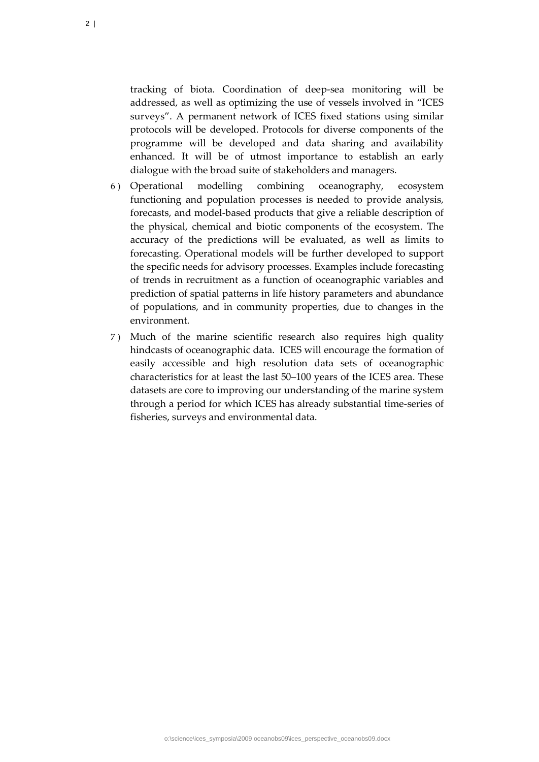tracking of biota. Coordination of deep-sea monitoring will be addressed, as well as optimizing the use of vessels involved in "ICES surveys". A permanent network of ICES fixed stations using similar protocols will be developed. Protocols for diverse components of the programme will be developed and data sharing and availability enhanced. It will be of utmost importance to establish an early dialogue with the broad suite of stakeholders and managers.

6) Operational modelling combining oceanography, ecosystem functioning and population processes is needed to provide analysis, forecasts, and model-based products that give a reliable description of the physical, chemical and biotic components of the ecosystem. The accuracy of the predictions will be evaluated, as well as limits to forecasting. Operational models will be further developed to support the specific needs for advisory processes. Examples include forecasting of trends in recruitment as a function of oceanographic variables and prediction of spatial patterns in life history parameters and abundance of populations, and in community properties, due to changes in the environment.

7) Much of the marine scientific research also requires high quality hindcasts of oceanographic data. ICES will encourage the formation of easily accessible and high resolution data sets of oceanographic characteristics for at least the last 50–100 years of the ICES area. These datasets are core to improving our understanding of the marine system through a period for which ICES has already substantial time-series of fisheries, surveys and environmental data.